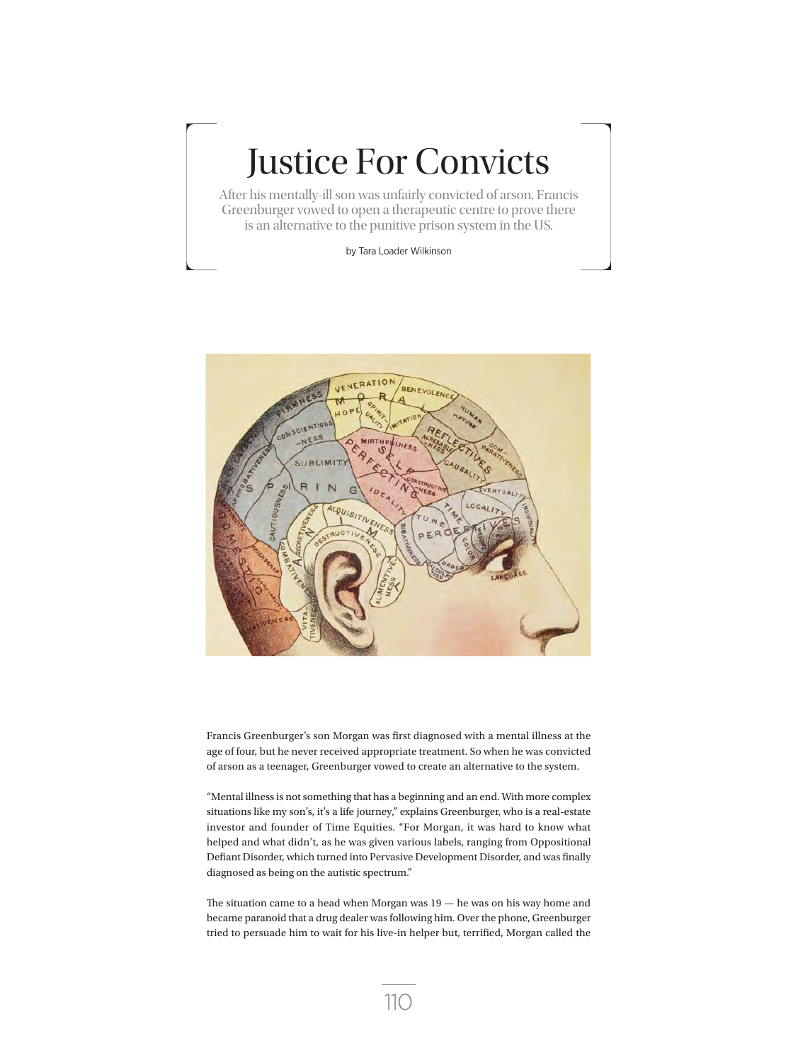# Justice For Convicts

After his mentally-ill son was unfairly convicted of arson, Francis Greenburger vowed to open a therapeutic centre to prove there is an alternative to the punitive prison system in the US.

by Tara Loader Wilkinson

Francis Greenburger's son Morgan was first diagnosed with a mental illness at the age of four, but he never received appropriate treatment. So when he was convicted of arson as a teenager, Greenburger vowed to create an alternative to the system.

"Mental illness is not something that has a beginning and an end. With more complex situations like my son's, it's a life journey," explains Greenburger, who is a real-estate investor and founder of Time Equities. "For Morgan, it was hard to know what helped and what didn't, as he was given various labels, ranging from Oppositional Defiant Disorder, which turned into Pervasive Development Disorder, and was finally diagnosed as being on the autistic spectrum."

The situation came to a head when Morgan was 19 — he was on his way home and became paranoid that a drug dealer was following him. Over the phone, Greenburger tried to persuade him to wait for his live-in helper but, terrified, Morgan called the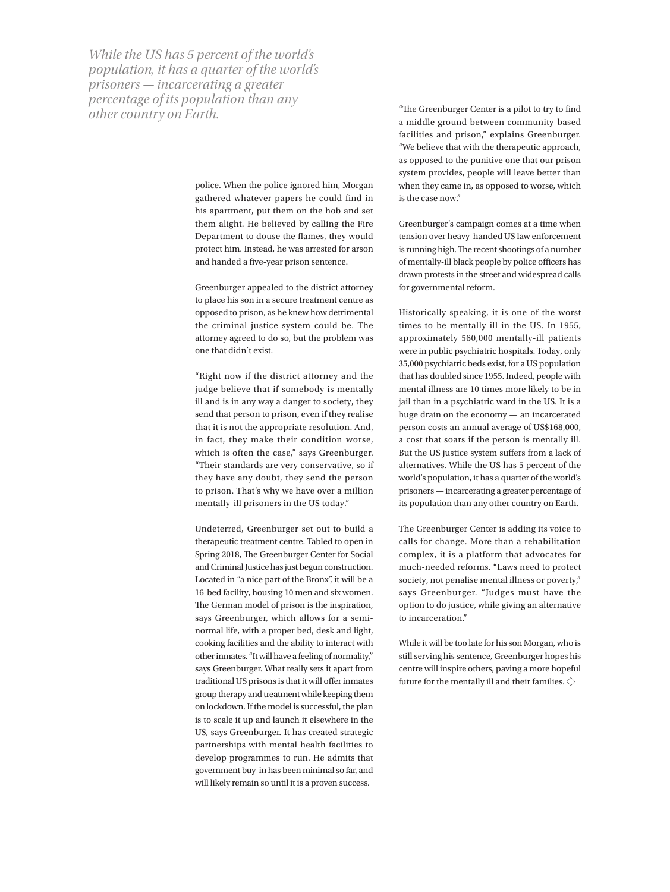*While the US has 5 percent of the world's population, it has a quarter of the world's prisoners — incarcerating a greater percentage of its population than any other country on Earth.*

police. When the police ignored him, Morgan gathered whatever papers he could find in his apartment, put them on the hob and set them alight. He believed by calling the Fire Department to douse the flames, they would protect him. Instead, he was arrested for arson and handed a five-year prison sentence.

Greenburger appealed to the district attorney to place his son in a secure treatment centre as opposed to prison, as he knew how detrimental the criminal justice system could be. The attorney agreed to do so, but the problem was one that didn't exist.

"Right now if the district attorney and the judge believe that if somebody is mentally ill and is in any way a danger to society, they send that person to prison, even if they realise that it is not the appropriate resolution. And, in fact, they make their condition worse, which is often the case," says Greenburger. "Their standards are very conservative, so if they have any doubt, they send the person to prison. That's why we have over a million mentally-ill prisoners in the US today."

Undeterred, Greenburger set out to build a therapeutic treatment centre. Tabled to open in Spring 2018, The Greenburger Center for Social and Criminal Justice has just begun construction. Located in "a nice part of the Bronx", it will be a 16-bed facility, housing 10 men and six women. The German model of prison is the inspiration, says Greenburger, which allows for a semi-normal life, with a proper bed, desk and light, cooking facilities and the ability to interact with other inmates. "It will have a feeling of normality," says Greenburger. What really sets it apart from traditional US prisons is that it will offer inmates group therapy and treatment while keeping them on lockdown. If the model is successful, the plan is to scale it up and launch it elsewhere in the US, says Greenburger. It has created strategic partnerships with mental health facilities to develop programmes to run. He admits that government buy-in has been minimal so far, and will likely remain so until it is a proven success.

"The Greenburger Center is a pilot to try to find a middle ground between community-based facilities and prison," explains Greenburger. "We believe that with the therapeutic approach, as opposed to the punitive one that our prison system provides, people will leave better than when they came in, as opposed to worse, which is the case now."

Greenburger's campaign comes at a time when tension over heavy-handed US law enforcement is running high. The recent shootings of a number of mentally-ill black people by police officers has drawn protests in the street and widespread calls for governmental reform.

Historically speaking, it is one of the worst times to be mentally ill in the US. In 1955, approximately 560,000 mentally-ill patients were in public psychiatric hospitals. Today, only 35,000 psychiatric beds exist, for a US population that has doubled since 1955. Indeed, people with mental illness are 10 times more likely to be in jail than in a psychiatric ward in the US. It is a huge drain on the economy — an incarcerated person costs an annual average of US$168,000, a cost that soars if the person is mentally ill. But the US justice system suffers from a lack of alternatives. While the US has 5 percent of the world's population, it has a quarter of the world's prisoners — incarcerating a greater percentage of its population than any other country on Earth.

The Greenburger Center is adding its voice to calls for change. More than a rehabilitation complex, it is a platform that advocates for much-needed reforms. "Laws need to protect society, not penalise mental illness or poverty," says Greenburger. "Judges must have the option to do justice, while giving an alternative to incarceration."

While it will be too late for his son Morgan, who is still serving his sentence, Greenburger hopes his centre will inspire others, paving a more hopeful future for the mentally ill and their families. ◇